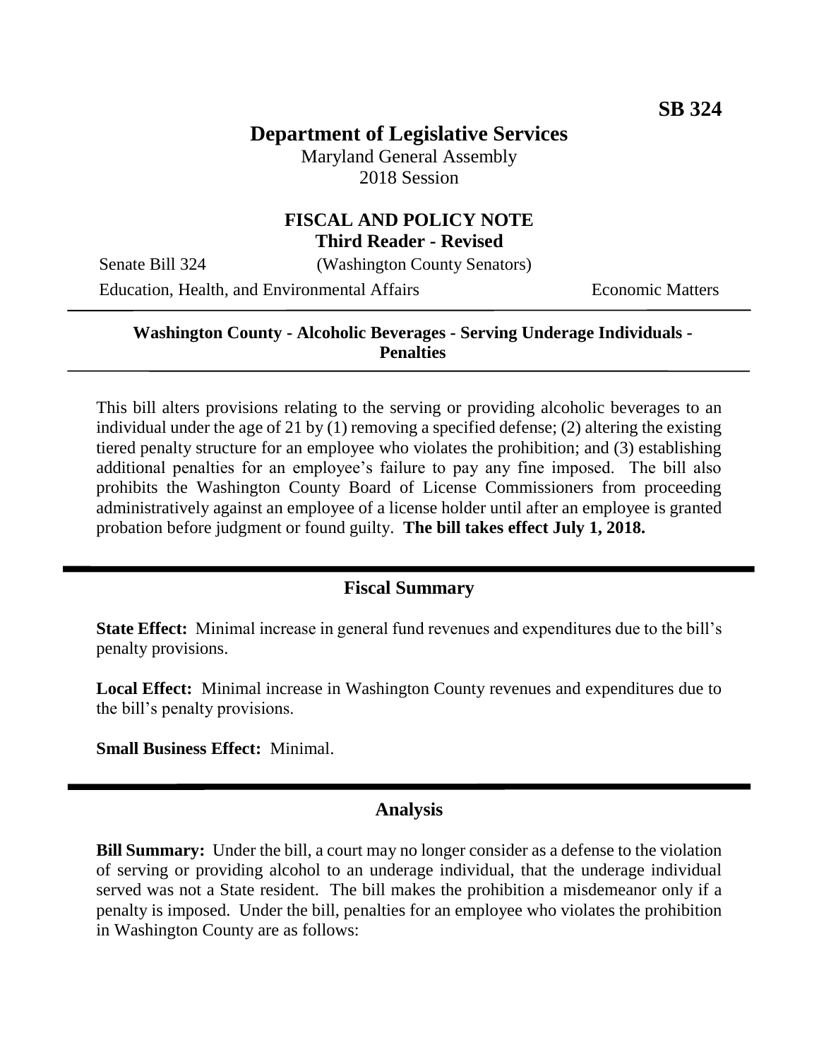**SB 324**

# Department of Legislative Services

Maryland General Assembly
2018 Session

## FISCAL AND POLICY NOTE
**Third Reader - Revised**

Senate Bill 324 (Washington County Senators)

Education, Health, and Environmental Affairs Economic Matters

---

**Washington County - Alcoholic Beverages - Serving Underage Individuals - Penalties**

---

This bill alters provisions relating to the serving or providing alcoholic beverages to an individual under the age of 21 by (1) removing a specified defense; (2) altering the existing tiered penalty structure for an employee who violates the prohibition; and (3) establishing additional penalties for an employee's failure to pay any fine imposed. The bill also prohibits the Washington County Board of License Commissioners from proceeding administratively against an employee of a license holder until after an employee is granted probation before judgment or found guilty. **The bill takes effect July 1, 2018.**

## Fiscal Summary

**State Effect:** Minimal increase in general fund revenues and expenditures due to the bill's penalty provisions.

**Local Effect:** Minimal increase in Washington County revenues and expenditures due to the bill's penalty provisions.

**Small Business Effect:** Minimal.

## Analysis

**Bill Summary:** Under the bill, a court may no longer consider as a defense to the violation of serving or providing alcohol to an underage individual, that the underage individual served was not a State resident. The bill makes the prohibition a misdemeanor only if a penalty is imposed. Under the bill, penalties for an employee who violates the prohibition in Washington County are as follows: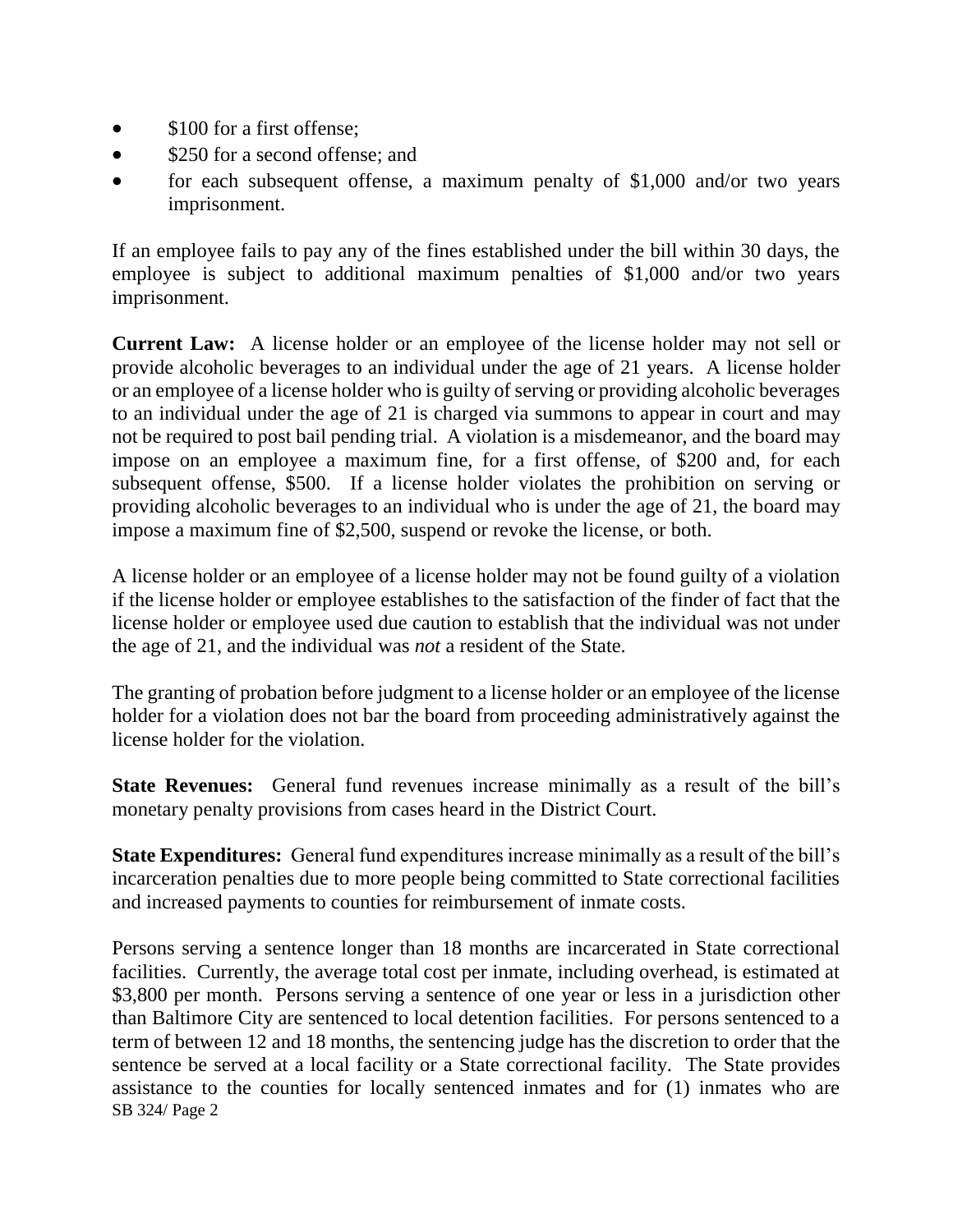- $100 for a first offense;
- $250 for a second offense; and
- for each subsequent offense, a maximum penalty of $1,000 and/or two years imprisonment.

If an employee fails to pay any of the fines established under the bill within 30 days, the employee is subject to additional maximum penalties of $1,000 and/or two years imprisonment.

**Current Law:** A license holder or an employee of the license holder may not sell or provide alcoholic beverages to an individual under the age of 21 years. A license holder or an employee of a license holder who is guilty of serving or providing alcoholic beverages to an individual under the age of 21 is charged via summons to appear in court and may not be required to post bail pending trial. A violation is a misdemeanor, and the board may impose on an employee a maximum fine, for a first offense, of $200 and, for each subsequent offense, $500. If a license holder violates the prohibition on serving or providing alcoholic beverages to an individual who is under the age of 21, the board may impose a maximum fine of $2,500, suspend or revoke the license, or both.

A license holder or an employee of a license holder may not be found guilty of a violation if the license holder or employee establishes to the satisfaction of the finder of fact that the license holder or employee used due caution to establish that the individual was not under the age of 21, and the individual was *not* a resident of the State.

The granting of probation before judgment to a license holder or an employee of the license holder for a violation does not bar the board from proceeding administratively against the license holder for the violation.

**State Revenues:** General fund revenues increase minimally as a result of the bill's monetary penalty provisions from cases heard in the District Court.

**State Expenditures:** General fund expenditures increase minimally as a result of the bill's incarceration penalties due to more people being committed to State correctional facilities and increased payments to counties for reimbursement of inmate costs.

Persons serving a sentence longer than 18 months are incarcerated in State correctional facilities. Currently, the average total cost per inmate, including overhead, is estimated at $3,800 per month. Persons serving a sentence of one year or less in a jurisdiction other than Baltimore City are sentenced to local detention facilities. For persons sentenced to a term of between 12 and 18 months, the sentencing judge has the discretion to order that the sentence be served at a local facility or a State correctional facility. The State provides assistance to the counties for locally sentenced inmates and for (1) inmates who are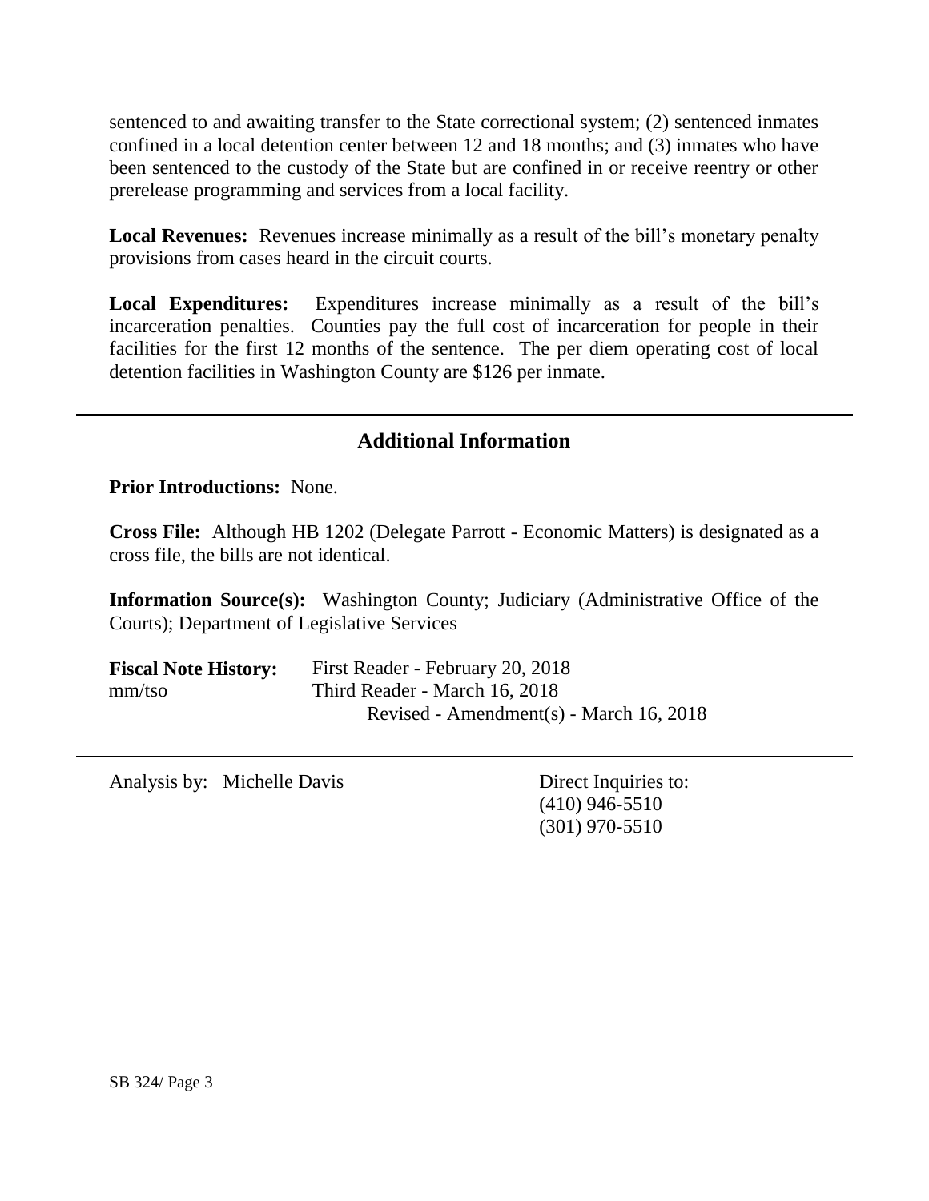sentenced to and awaiting transfer to the State correctional system; (2) sentenced inmates confined in a local detention center between 12 and 18 months; and (3) inmates who have been sentenced to the custody of the State but are confined in or receive reentry or other prerelease programming and services from a local facility.

**Local Revenues:** Revenues increase minimally as a result of the bill's monetary penalty provisions from cases heard in the circuit courts.

**Local Expenditures:** Expenditures increase minimally as a result of the bill's incarceration penalties. Counties pay the full cost of incarceration for people in their facilities for the first 12 months of the sentence. The per diem operating cost of local detention facilities in Washington County are $126 per inmate.

## Additional Information

**Prior Introductions:** None.

**Cross File:** Although HB 1202 (Delegate Parrott - Economic Matters) is designated as a cross file, the bills are not identical.

**Information Source(s):** Washington County; Judiciary (Administrative Office of the Courts); Department of Legislative Services

**Fiscal Note History:** First Reader - February 20, 2018
mm/tso Third Reader - March 16, 2018
Revised - Amendment(s) - March 16, 2018

Analysis by: Michelle Davis

Direct Inquiries to:
(410) 946-5510
(301) 970-5510